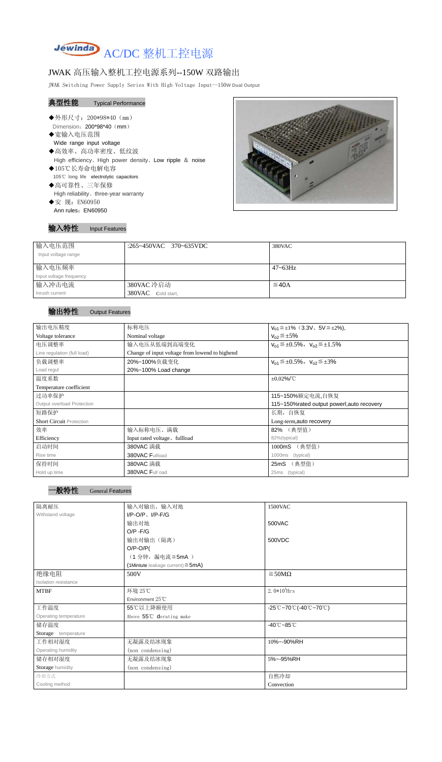# Jewinda AC/DC 整机工控电源

## JWAK 高压输入整机工控电源系列--150W 双路输出

JWAK Switching Power Supply Series With High Voltage Input--150W Dual Output

### 典型性能 Typical Performance

- ◆外形尺寸：200*98*40（mm）
  Dimension：200*98*40（mm）
- ◆宽输入电压范围
  Wide range input voltage
- ◆高效率、高功率密度、低纹波
  High efficiency、High power density、Low ripple ＆ noise
- ◆105℃长寿命电解电容
  105℃ long life electrolytic capacitors
- ◆高可靠性、三年保修
  High reliability、three-year warranty
- ◆安 规：EN60950
  Ann rules：EN60950

### 输入特性 Input Features

| 输入电压范围<br>Input voltage range | :265~450VAC 370~635VDC | 380VAC |
|---|---|---|
| 输入电压频率<br>Input voltage frequency | | 47~63Hz |
| 输入冲击电流<br>Inrush current | 380VAC 冷启动<br>380VAC Cold start, | ≦40A |

### 输出特性 Output Features

| 输出电压精度<br>Voltage tolerance | 标称电压<br>Nominal voltage | $V_{01}$≦±1%（3.3V、5V≦±2%),<br>$V_{02}$≦±5% |
|---|---|---|
| 电压调整率<br>Line regulation (full load) | 输入电压从低端到高端变化<br>Change of input voltage from lowend to highend | $V_{01}$≦±0.5%，$V_{02}$≦±1.5% |
| 负载调整率<br>Load regul | 20%~100%负载变化<br>20%~100% Load change | $V_{01}$≦±0.5%，$V_{02}$≦±3% |
| 温度系数<br>Temperature coefficient | | ±0.02%/℃ |
| 过功率保护<br>Output overload Protection | | 115~150%额定电流,自恢复<br>115~150%rated output powerl,auto recovery |
| 短路保护<br>Short Circuit Protection | | 长期，自恢复<br>Long-term,auto recovery |
| 效率<br>Efficiency | 输入标称电压、满载<br>Input rated voltage、fullload | 82% （典型值）<br>82%(typical) |
| 启动时间<br>Rise time | 380VAC 满载<br>380VAC Fullload | 1000mS （典型值）<br>1000ms (typical) |
| 保持时间<br>Hold up time | 380VAC 满载<br>380VAC Full oad | 25mS （典型值）<br>25ms (typical) |

### 一般特性 General Features

| 隔离耐压<br>Withstand voltage | 输入对输出、输入对地<br>I/P-O/P、I/P-F/G | 1500VAC |
|---|---|---|
| | 输出对地<br>O/P -F/G | 500VAC |
| | 输出对输出（隔离）<br>O/P-O/P(<br>（1 分钟，漏电流≦5mA ）<br>(1Mintute leakage current)≦5mA) | 500VDC |
| 绝缘电阻<br>Isolation resistance | 500V | ≧50MΩ |
| MTBF | 环境 25℃<br>Environment 25℃ | $2.0*10^5$Hrs |
| 工作温度<br>Operating temperature | 55℃以上降额使用<br>Above 55℃ derating make | -25℃~70℃(-40℃~70℃) |
| 储存温度<br>Storage temperature | | -40℃~85℃ |
| 工作相对湿度<br>Operating humidity | 无凝露及结冰现象<br>(non condensing) | 10%~-90%RH |
| 储存相对湿度<br>Storage humidity | 无凝露及结冰现象<br>(non condensing) | 5%~-95%RH |
| 冷却方式<br>Cooling method | | 自然冷却<br>Convection |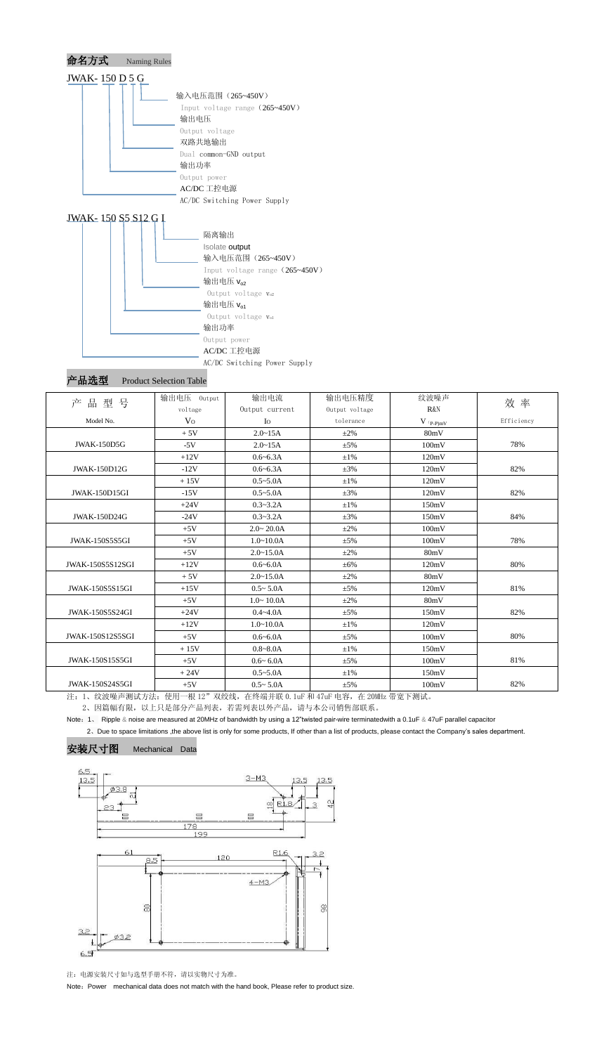## 命名方式 Naming Rules

JWAK- 150 D 5 G

- 输入电压范围（265~450V） Input voltage range（265~450V）
- 输出电压 Output voltage
- 双路共地输出 Dual common-GND output
- 输出功率 Output power
- AC/DC 工控电源 AC/DC Switching Power Supply

JWAK- 150 S5 S12 G I

- 隔离输出 Isolate output
- 输入电压范围（265~450V） Input voltage range（265~450V）
- 输出电压 $V_{o2}$ Output voltage $V_{o2}$
- 输出电压 $V_{o1}$ Output voltage $V_{o1}$
- 输出功率 Output power
- AC/DC 工控电源 AC/DC Switching Power Supply

## 产品选型 Product Selection Table

| 产 品 型 号 Model No. | 输出电压 Output voltage Vo | 输出电流 Output current Io | 输出电压精度 Output voltage tolerance | 纹波噪声 R&N $V_{(P-P)mV}$ | 效 率 Efficiency |
|---|---|---|---|---|---|
| JWAK-150D5G | + 5V | 2.0~15A | ±2% | 80mV | 78% |
| | -5V | 2.0~15A | ±5% | 100mV | |
| JWAK-150D12G | +12V | 0.6~6.3A | ±1% | 120mV | 82% |
| | -12V | 0.6~6.3A | ±3% | 120mV | |
| JWAK-150D15GI | + 15V | 0.5~5.0A | ±1% | 120mV | 82% |
| | -15V | 0.5~5.0A | ±3% | 120mV | |
| JWAK-150D24G | +24V | 0.3~3.2A | ±1% | 150mV | 84% |
| | -24V | 0.3~3.2A | ±3% | 150mV | |
| JWAK-150S5S5GI | +5V | 2.0~ 20.0A | ±2% | 100mV | 78% |
| | +5V | 1.0~10.0A | ±5% | 100mV | |
| JWAK-150S5S12SGI | +5V | 2.0~15.0A | ±2% | 80mV | 80% |
| | +12V | 0.6~6.0A | ±6% | 120mV | |
| JWAK-150S5S15GI | + 5V | 2.0~15.0A | ±2% | 80mV | 81% |
| | +15V | 0.5~ 5.0A | ±5% | 120mV | |
| JWAK-150S5S24GI | +5V | 1.0~ 10.0A | ±2% | 80mV | 82% |
| | +24V | 0.4~4.0A | ±5% | 150mV | |
| JWAK-150S12S5SGI | +12V | 1.0~10.0A | ±1% | 120mV | 80% |
| | +5V | 0.6~6.0A | ±5% | 100mV | |
| JWAK-150S15S5GI | + 15V | 0.8~8.0A | ±1% | 150mV | 81% |
| | +5V | 0.6~ 6.0A | ±5% | 100mV | |
| JWAK-150S24S5GI | + 24V | 0.5~5.0A | ±1% | 150mV | 82% |
| | +5V | 0.5~ 5.0A | ±5% | 100mV | |

注：1、纹波噪声测试方法：使用一根 12" 双绞线，在终端并联 0.1uF 和 47uF 电容，在 20MHz 带宽下测试。

2、因篇幅有限，以上只是部分产品列表，若需列表以外产品，请与本公司销售部联系。

Note：1、 Ripple & noise are measured at 20MHz of bandwidth by using a 12"twisted pair-wire terminatedwith a 0.1uF & 47uF parallel capacitor

2、Due to space limitations ,the above list is only for some products, If other than a list of products, please contact the Company's sales department.

## 安装尺寸图 Mechanical Data

6.5
13.5
Ø3.8
21
23
3-M3
19
R1.8
3
13.5
13.5
42
178
199

61
8.5
120
R1.6
3.2
7
4-M3
80
98
3.2
Ø3.2
6.5

注：电源安装尺寸如与选型手册不符，请以实物尺寸为准。

Note：Power mechanical data does not match with the hand book, Please refer to product size.